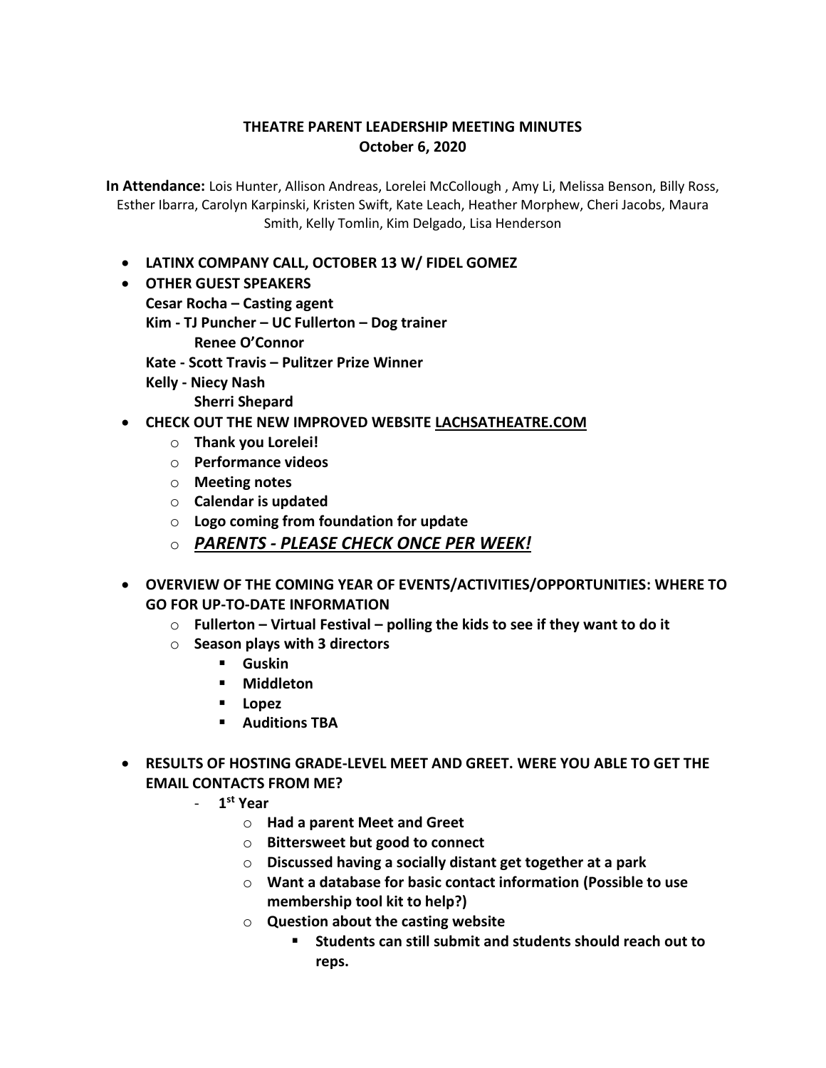# THEATRE PARENT LEADERSHIP MEETING MINUTES
## October 6, 2020

**In Attendance:** Lois Hunter, Allison Andreas, Lorelei McCollough , Amy Li, Melissa Benson, Billy Ross, Esther Ibarra, Carolyn Karpinski, Kristen Swift, Kate Leach, Heather Morphew, Cheri Jacobs, Maura Smith, Kelly Tomlin, Kim Delgado, Lisa Henderson

- **LATINX COMPANY CALL, OCTOBER 13 W/ FIDEL GOMEZ**
- **OTHER GUEST SPEAKERS**
  **Cesar Rocha – Casting agent**
  **Kim - TJ Puncher – UC Fullerton – Dog trainer**
  **Renee O'Connor**
  **Kate - Scott Travis – Pulitzer Prize Winner**
  **Kelly - Niecy Nash**
  **Sherri Shepard**
- **CHECK OUT THE NEW IMPROVED WEBSITE LACHSATHEATRE.COM**
  - **Thank you Lorelei!**
  - **Performance videos**
  - **Meeting notes**
  - **Calendar is updated**
  - **Logo coming from foundation for update**
  - ***PARENTS - PLEASE CHECK ONCE PER WEEK!***
- **OVERVIEW OF THE COMING YEAR OF EVENTS/ACTIVITIES/OPPORTUNITIES: WHERE TO GO FOR UP-TO-DATE INFORMATION**
  - **Fullerton – Virtual Festival – polling the kids to see if they want to do it**
  - **Season plays with 3 directors**
    - **Guskin**
    - **Middleton**
    - **Lopez**
    - **Auditions TBA**
- **RESULTS OF HOSTING GRADE-LEVEL MEET AND GREET. WERE YOU ABLE TO GET THE EMAIL CONTACTS FROM ME?**
  - **1st Year**
    - **Had a parent Meet and Greet**
    - **Bittersweet but good to connect**
    - **Discussed having a socially distant get together at a park**
    - **Want a database for basic contact information (Possible to use membership tool kit to help?)**
    - **Question about the casting website**
      - **Students can still submit and students should reach out to reps.**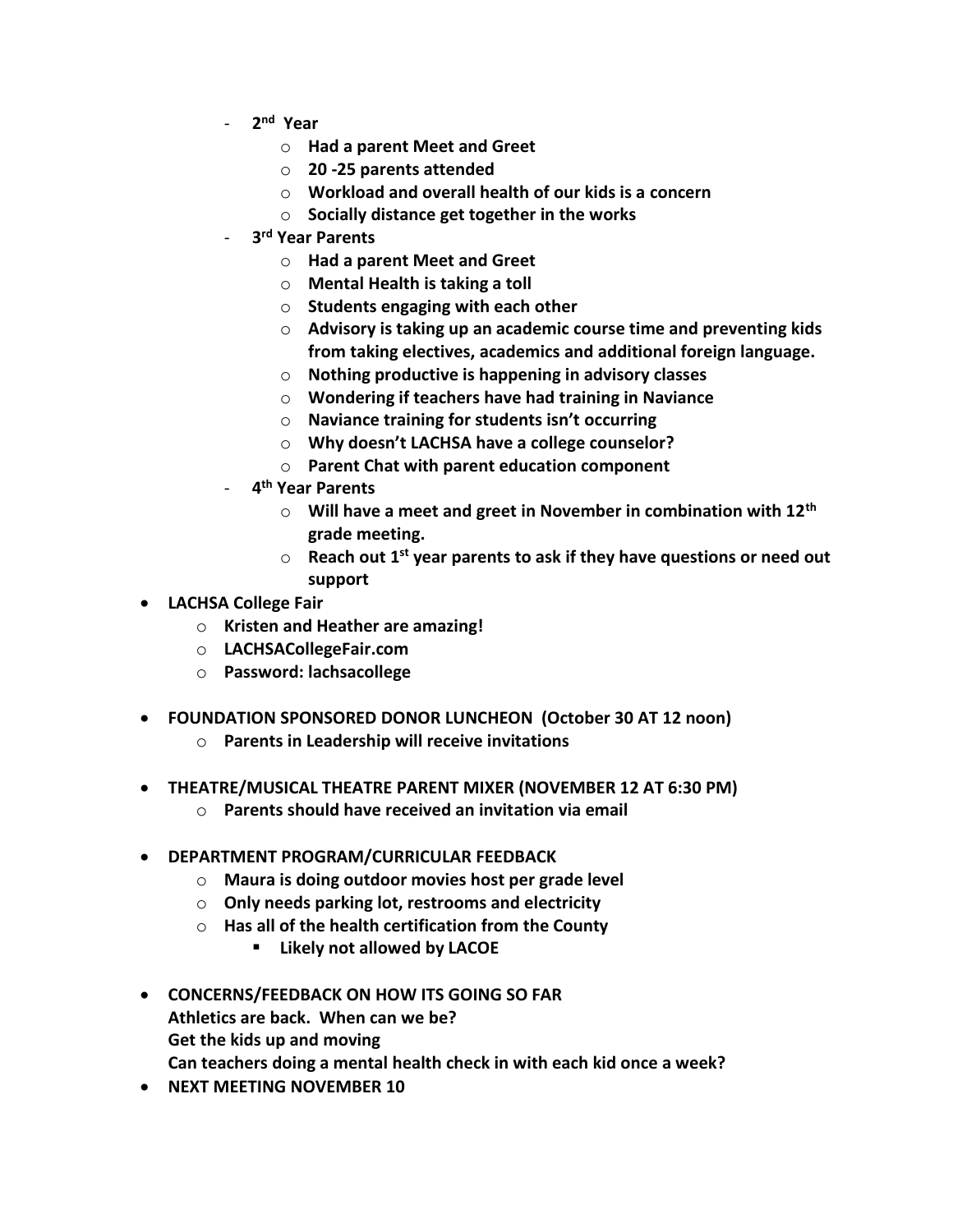- **2nd Year**
    - **Had a parent Meet and Greet**
    - **20 -25 parents attended**
    - **Workload and overall health of our kids is a concern**
    - **Socially distance get together in the works**
- **3rd Year Parents**
    - **Had a parent Meet and Greet**
    - **Mental Health is taking a toll**
    - **Students engaging with each other**
    - **Advisory is taking up an academic course time and preventing kids from taking electives, academics and additional foreign language.**
    - **Nothing productive is happening in advisory classes**
    - **Wondering if teachers have had training in Naviance**
    - **Naviance training for students isn't occurring**
    - **Why doesn't LACHSA have a college counselor?**
    - **Parent Chat with parent education component**
- **4th Year Parents**
    - **Will have a meet and greet in November in combination with 12th grade meeting.**
    - **Reach out 1st year parents to ask if they have questions or need out support**

- **LACHSA College Fair**
    - **Kristen and Heather are amazing!**
    - **LACHSACollegeFair.com**
    - **Password: lachsacollege**

- **FOUNDATION SPONSORED DONOR LUNCHEON (October 30 AT 12 noon)**
    - **Parents in Leadership will receive invitations**

- **THEATRE/MUSICAL THEATRE PARENT MIXER (NOVEMBER 12 AT 6:30 PM)**
    - **Parents should have received an invitation via email**

- **DEPARTMENT PROGRAM/CURRICULAR FEEDBACK**
    - **Maura is doing outdoor movies host per grade level**
    - **Only needs parking lot, restrooms and electricity**
    - **Has all of the health certification from the County**
        - **Likely not allowed by LACOE**

- **CONCERNS/FEEDBACK ON HOW ITS GOING SO FAR**
  **Athletics are back. When can we be?**
  **Get the kids up and moving**
  **Can teachers doing a mental health check in with each kid once a week?**
- **NEXT MEETING NOVEMBER 10**